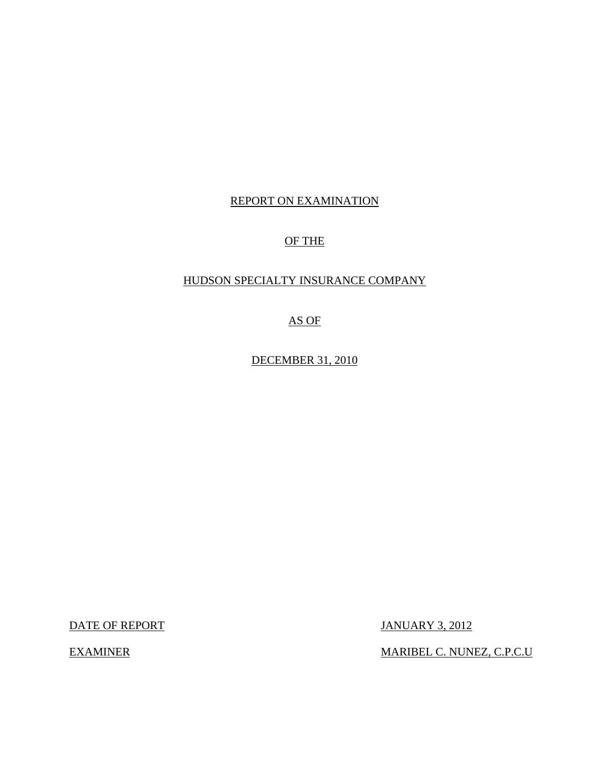REPORT ON EXAMINATION

OF THE

HUDSON SPECIALTY INSURANCE COMPANY

AS OF

DECEMBER 31, 2010

| | |
|---|---|
| DATE OF REPORT | JANUARY 3, 2012 |
| EXAMINER | MARIBEL C. NUNEZ, C.P.C.U |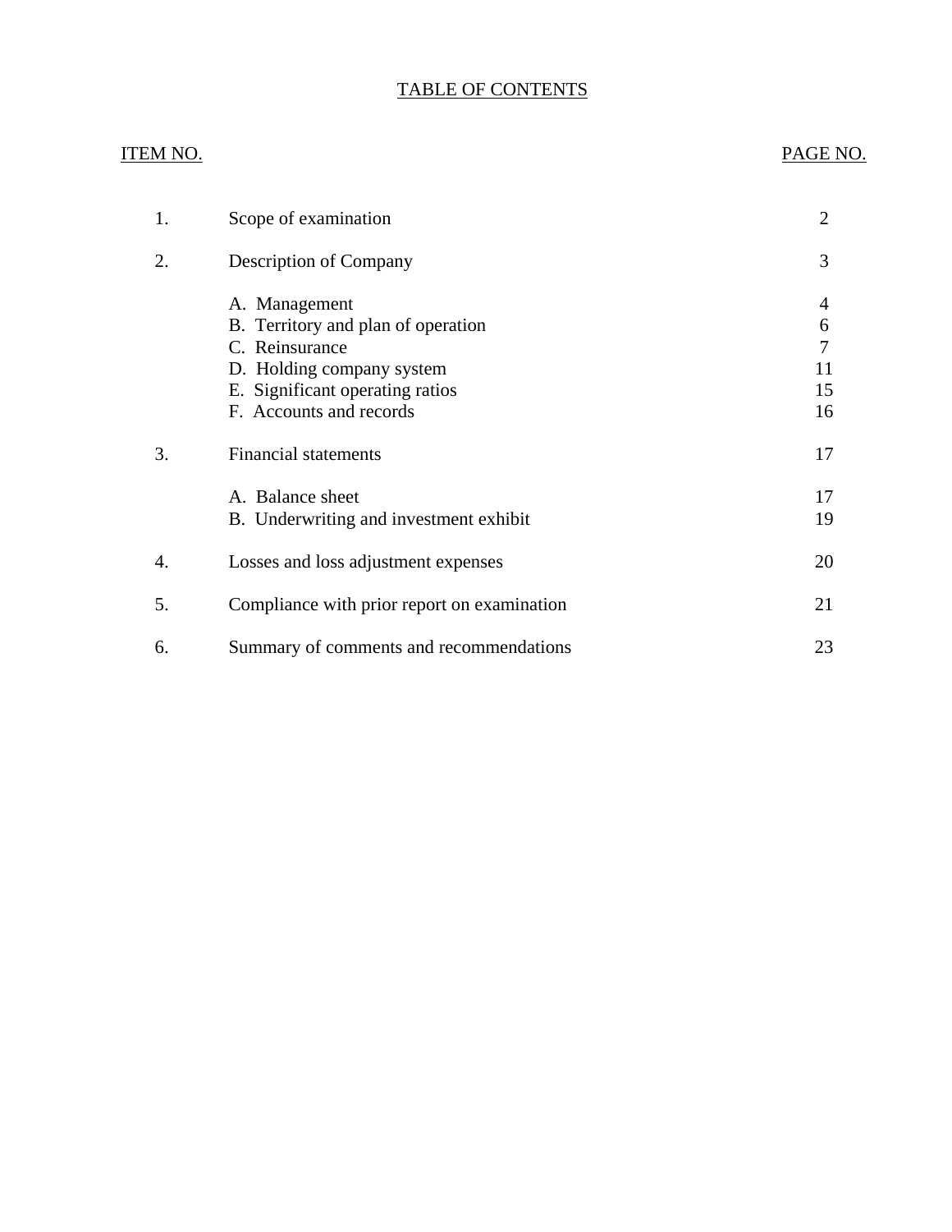# TABLE OF CONTENTS

| ITEM NO. | | PAGE NO. |
|---|---|---|
| 1. | Scope of examination | 2 |
| 2. | Description of Company | 3 |
| | A. Management | 4 |
| | B. Territory and plan of operation | 6 |
| | C. Reinsurance | 7 |
| | D. Holding company system | 11 |
| | E. Significant operating ratios | 15 |
| | F. Accounts and records | 16 |
| 3. | Financial statements | 17 |
| | A. Balance sheet | 17 |
| | B. Underwriting and investment exhibit | 19 |
| 4. | Losses and loss adjustment expenses | 20 |
| 5. | Compliance with prior report on examination | 21 |
| 6. | Summary of comments and recommendations | 23 |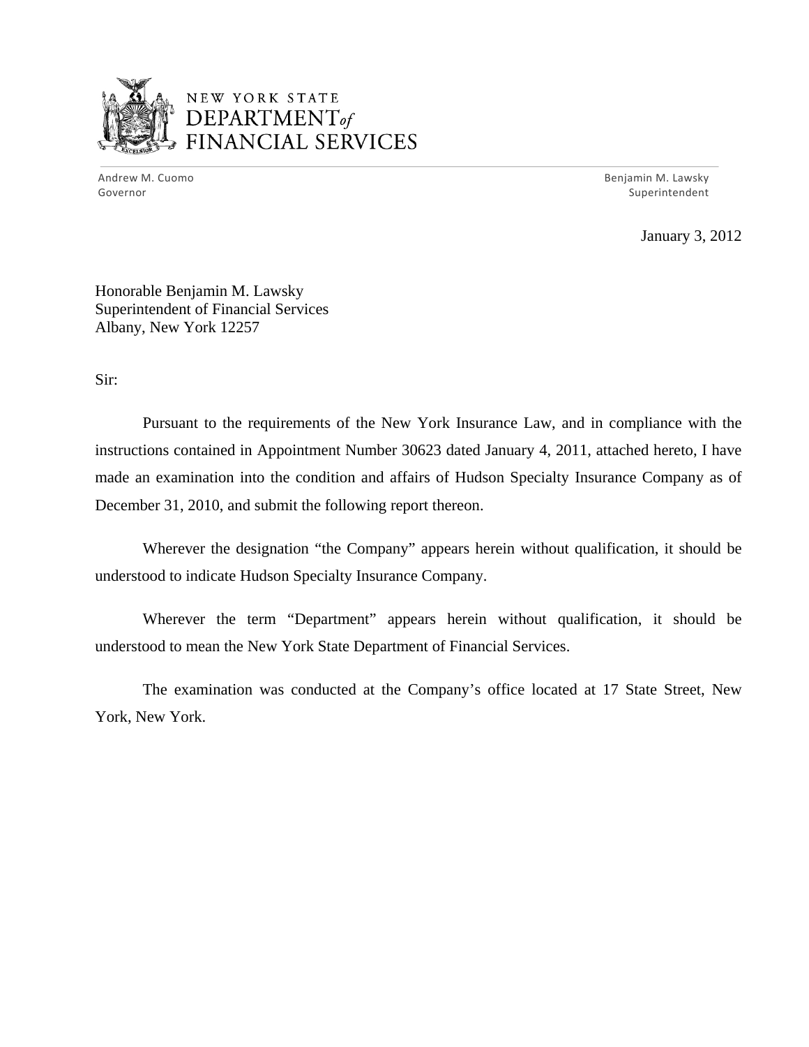NEW YORK STATE
DEPARTMENT *of*
FINANCIAL SERVICES

Andrew M. Cuomo
Governor

Benjamin M. Lawsky
Superintendent

January 3, 2012

Honorable Benjamin M. Lawsky
Superintendent of Financial Services
Albany, New York 12257

Sir:

Pursuant to the requirements of the New York Insurance Law, and in compliance with the instructions contained in Appointment Number 30623 dated January 4, 2011, attached hereto, I have made an examination into the condition and affairs of Hudson Specialty Insurance Company as of December 31, 2010, and submit the following report thereon.

Wherever the designation "the Company" appears herein without qualification, it should be understood to indicate Hudson Specialty Insurance Company.

Wherever the term "Department" appears herein without qualification, it should be understood to mean the New York State Department of Financial Services.

The examination was conducted at the Company's office located at 17 State Street, New York, New York.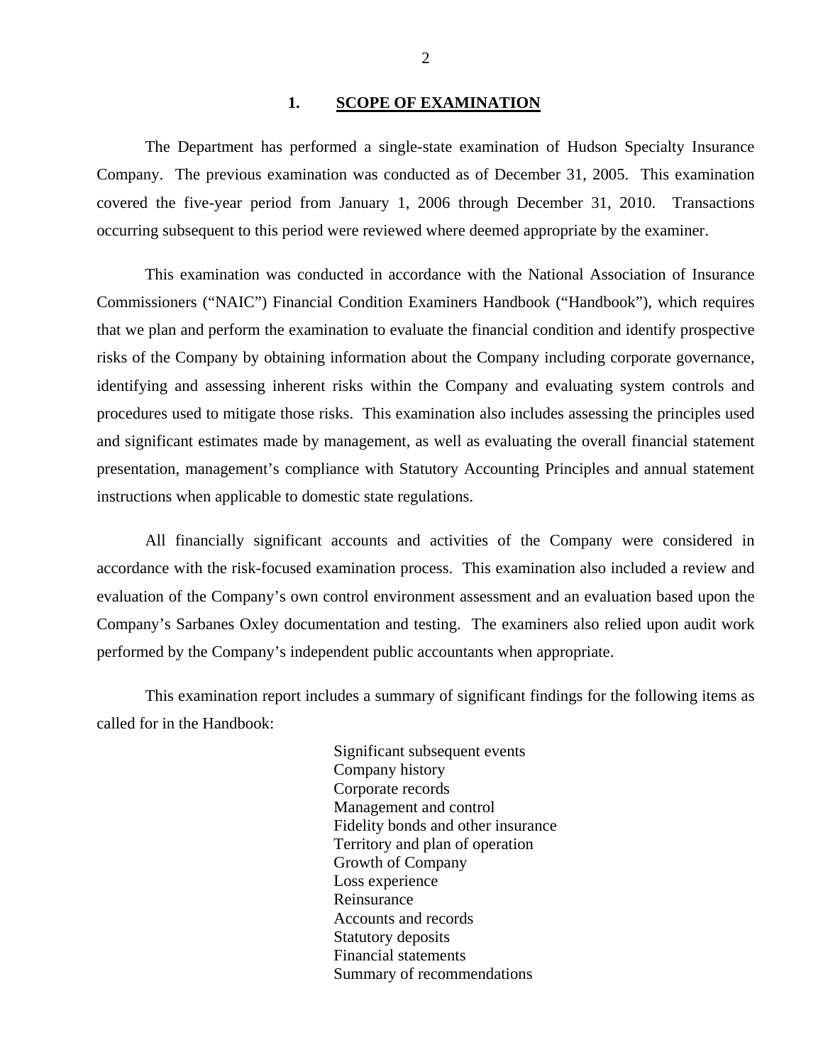## 1. SCOPE OF EXAMINATION

The Department has performed a single-state examination of Hudson Specialty Insurance Company. The previous examination was conducted as of December 31, 2005. This examination covered the five-year period from January 1, 2006 through December 31, 2010. Transactions occurring subsequent to this period were reviewed where deemed appropriate by the examiner.

This examination was conducted in accordance with the National Association of Insurance Commissioners ("NAIC") Financial Condition Examiners Handbook ("Handbook"), which requires that we plan and perform the examination to evaluate the financial condition and identify prospective risks of the Company by obtaining information about the Company including corporate governance, identifying and assessing inherent risks within the Company and evaluating system controls and procedures used to mitigate those risks. This examination also includes assessing the principles used and significant estimates made by management, as well as evaluating the overall financial statement presentation, management's compliance with Statutory Accounting Principles and annual statement instructions when applicable to domestic state regulations.

All financially significant accounts and activities of the Company were considered in accordance with the risk-focused examination process. This examination also included a review and evaluation of the Company's own control environment assessment and an evaluation based upon the Company's Sarbanes Oxley documentation and testing. The examiners also relied upon audit work performed by the Company's independent public accountants when appropriate.

This examination report includes a summary of significant findings for the following items as called for in the Handbook:

- Significant subsequent events
- Company history
- Corporate records
- Management and control
- Fidelity bonds and other insurance
- Territory and plan of operation
- Growth of Company
- Loss experience
- Reinsurance
- Accounts and records
- Statutory deposits
- Financial statements
- Summary of recommendations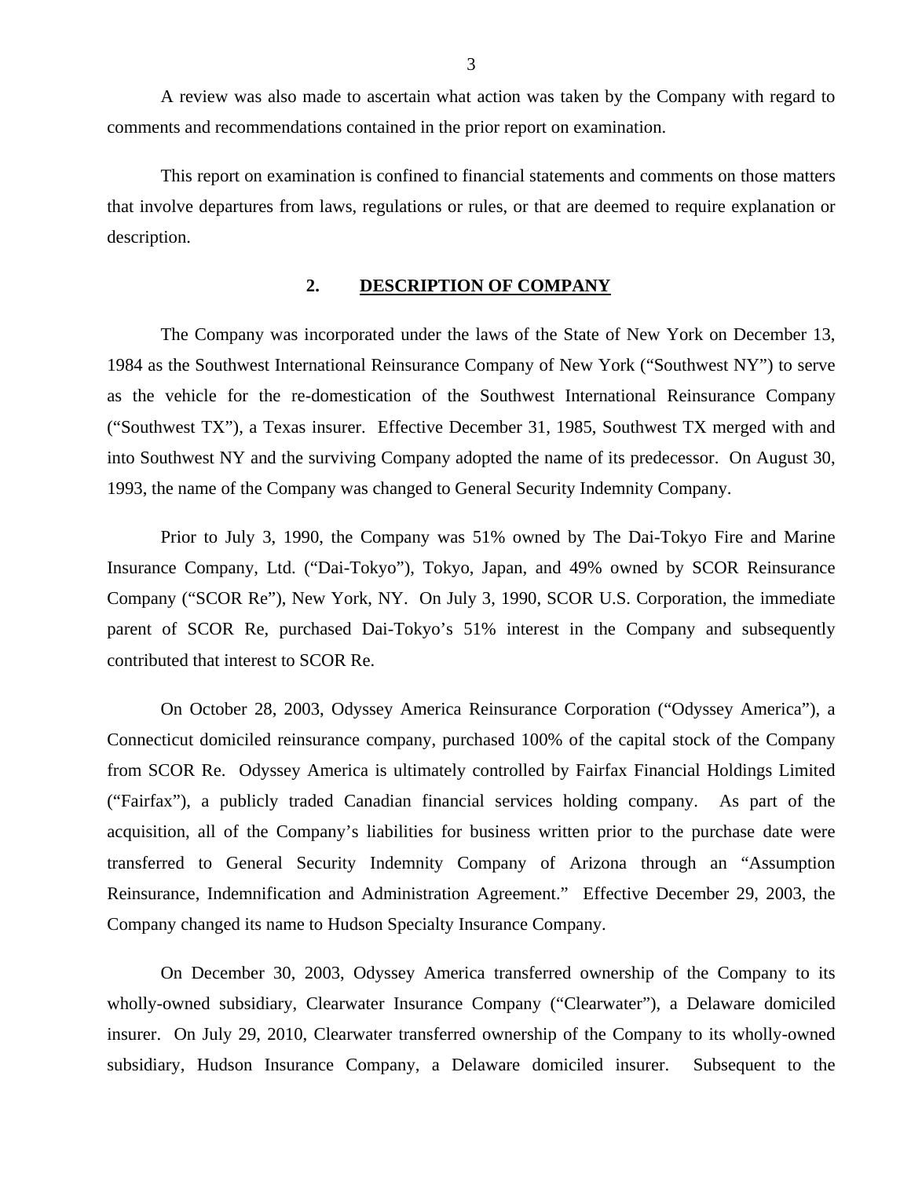A review was also made to ascertain what action was taken by the Company with regard to comments and recommendations contained in the prior report on examination.

This report on examination is confined to financial statements and comments on those matters that involve departures from laws, regulations or rules, or that are deemed to require explanation or description.

## 2. DESCRIPTION OF COMPANY

The Company was incorporated under the laws of the State of New York on December 13, 1984 as the Southwest International Reinsurance Company of New York ("Southwest NY") to serve as the vehicle for the re-domestication of the Southwest International Reinsurance Company ("Southwest TX"), a Texas insurer. Effective December 31, 1985, Southwest TX merged with and into Southwest NY and the surviving Company adopted the name of its predecessor. On August 30, 1993, the name of the Company was changed to General Security Indemnity Company.

Prior to July 3, 1990, the Company was 51% owned by The Dai-Tokyo Fire and Marine Insurance Company, Ltd. ("Dai-Tokyo"), Tokyo, Japan, and 49% owned by SCOR Reinsurance Company ("SCOR Re"), New York, NY. On July 3, 1990, SCOR U.S. Corporation, the immediate parent of SCOR Re, purchased Dai-Tokyo's 51% interest in the Company and subsequently contributed that interest to SCOR Re.

On October 28, 2003, Odyssey America Reinsurance Corporation ("Odyssey America"), a Connecticut domiciled reinsurance company, purchased 100% of the capital stock of the Company from SCOR Re. Odyssey America is ultimately controlled by Fairfax Financial Holdings Limited ("Fairfax"), a publicly traded Canadian financial services holding company. As part of the acquisition, all of the Company's liabilities for business written prior to the purchase date were transferred to General Security Indemnity Company of Arizona through an "Assumption Reinsurance, Indemnification and Administration Agreement." Effective December 29, 2003, the Company changed its name to Hudson Specialty Insurance Company.

On December 30, 2003, Odyssey America transferred ownership of the Company to its wholly-owned subsidiary, Clearwater Insurance Company ("Clearwater"), a Delaware domiciled insurer. On July 29, 2010, Clearwater transferred ownership of the Company to its wholly-owned subsidiary, Hudson Insurance Company, a Delaware domiciled insurer. Subsequent to the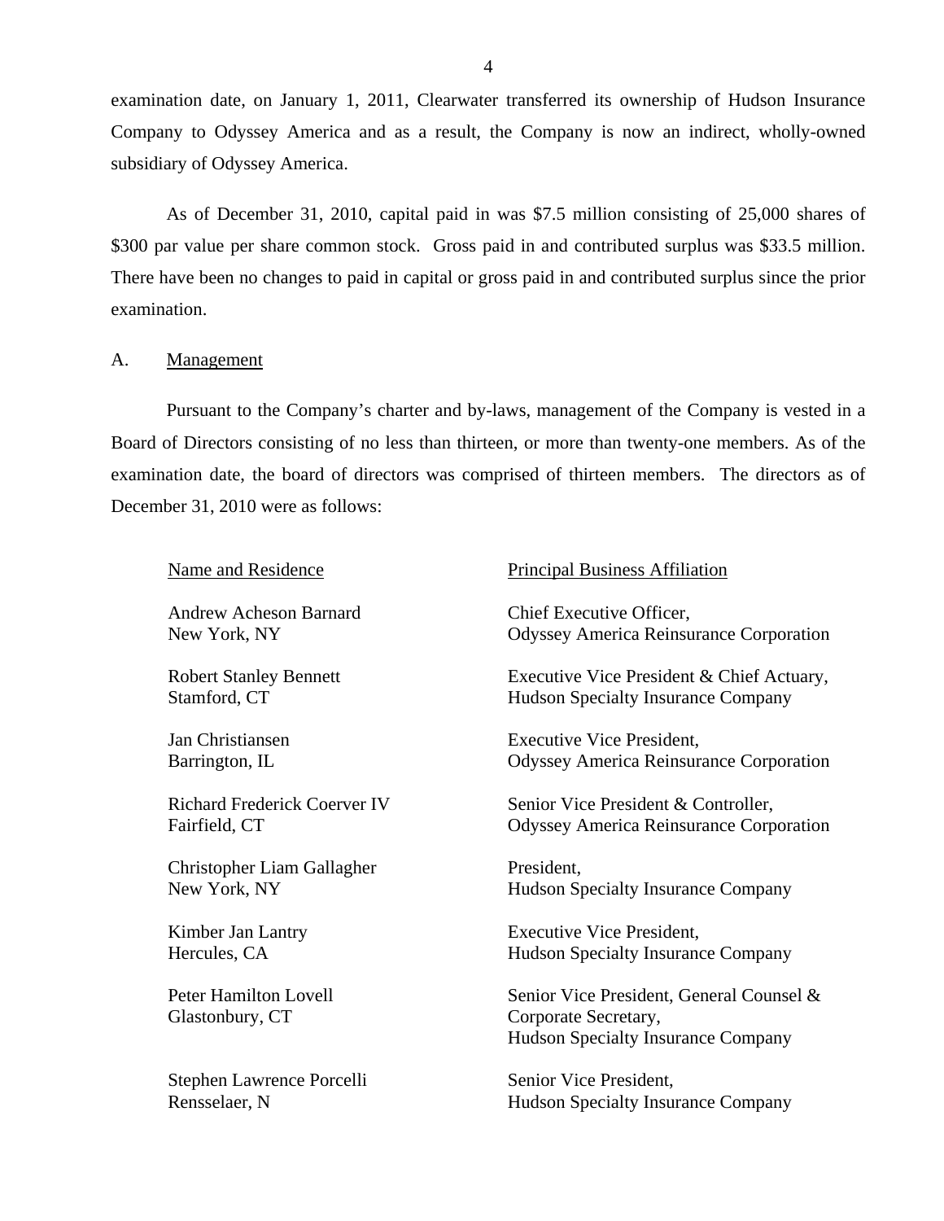examination date, on January 1, 2011, Clearwater transferred its ownership of Hudson Insurance Company to Odyssey America and as a result, the Company is now an indirect, wholly-owned subsidiary of Odyssey America.

As of December 31, 2010, capital paid in was $7.5 million consisting of 25,000 shares of $300 par value per share common stock. Gross paid in and contributed surplus was $33.5 million. There have been no changes to paid in capital or gross paid in and contributed surplus since the prior examination.

## A. Management

Pursuant to the Company's charter and by-laws, management of the Company is vested in a Board of Directors consisting of no less than thirteen, or more than twenty-one members. As of the examination date, the board of directors was comprised of thirteen members. The directors as of December 31, 2010 were as follows:

| Name and Residence | Principal Business Affiliation |
|---|---|
| Andrew Acheson Barnard<br>New York, NY | Chief Executive Officer,<br>Odyssey America Reinsurance Corporation |
| Robert Stanley Bennett<br>Stamford, CT | Executive Vice President & Chief Actuary,<br>Hudson Specialty Insurance Company |
| Jan Christiansen<br>Barrington, IL | Executive Vice President,<br>Odyssey America Reinsurance Corporation |
| Richard Frederick Coerver IV<br>Fairfield, CT | Senior Vice President & Controller,<br>Odyssey America Reinsurance Corporation |
| Christopher Liam Gallagher<br>New York, NY | President,<br>Hudson Specialty Insurance Company |
| Kimber Jan Lantry<br>Hercules, CA | Executive Vice President,<br>Hudson Specialty Insurance Company |
| Peter Hamilton Lovell<br>Glastonbury, CT | Senior Vice President, General Counsel &<br>Corporate Secretary,<br>Hudson Specialty Insurance Company |
| Stephen Lawrence Porcelli<br>Rensselaer, N | Senior Vice President,<br>Hudson Specialty Insurance Company |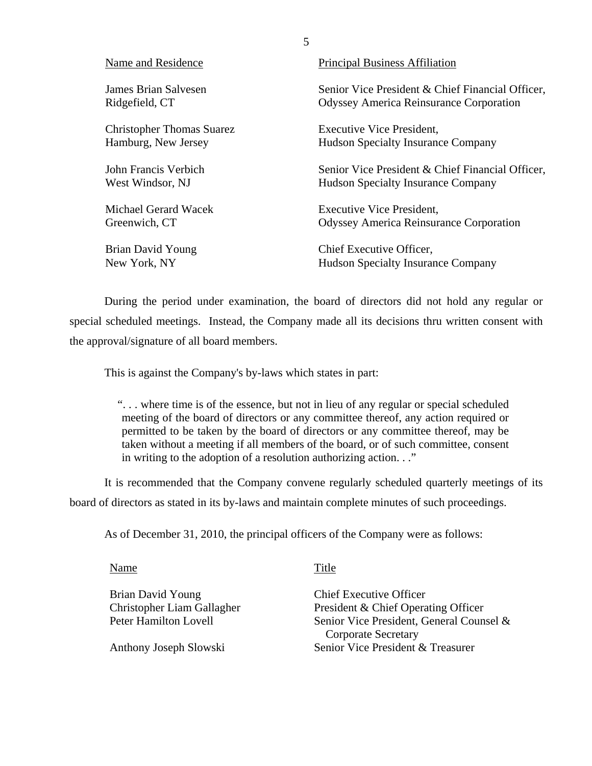| Name and Residence | Principal Business Affiliation |
|---|---|
| James Brian Salvesen<br>Ridgefield, CT | Senior Vice President & Chief Financial Officer,<br>Odyssey America Reinsurance Corporation |
| Christopher Thomas Suarez<br>Hamburg, New Jersey | Executive Vice President,<br>Hudson Specialty Insurance Company |
| John Francis Verbich<br>West Windsor, NJ | Senior Vice President & Chief Financial Officer,<br>Hudson Specialty Insurance Company |
| Michael Gerard Wacek<br>Greenwich, CT | Executive Vice President,<br>Odyssey America Reinsurance Corporation |
| Brian David Young<br>New York, NY | Chief Executive Officer,<br>Hudson Specialty Insurance Company |

During the period under examination, the board of directors did not hold any regular or special scheduled meetings. Instead, the Company made all its decisions thru written consent with the approval/signature of all board members.

This is against the Company's by-laws which states in part:

> ". . . where time is of the essence, but not in lieu of any regular or special scheduled meeting of the board of directors or any committee thereof, any action required or permitted to be taken by the board of directors or any committee thereof, may be taken without a meeting if all members of the board, or of such committee, consent in writing to the adoption of a resolution authorizing action. . ."

It is recommended that the Company convene regularly scheduled quarterly meetings of its board of directors as stated in its by-laws and maintain complete minutes of such proceedings.

As of December 31, 2010, the principal officers of the Company were as follows:

| Name | Title |
|---|---|
| Brian David Young | Chief Executive Officer |
| Christopher Liam Gallagher | President & Chief Operating Officer |
| Peter Hamilton Lovell | Senior Vice President, General Counsel & Corporate Secretary |
| Anthony Joseph Slowski | Senior Vice President & Treasurer |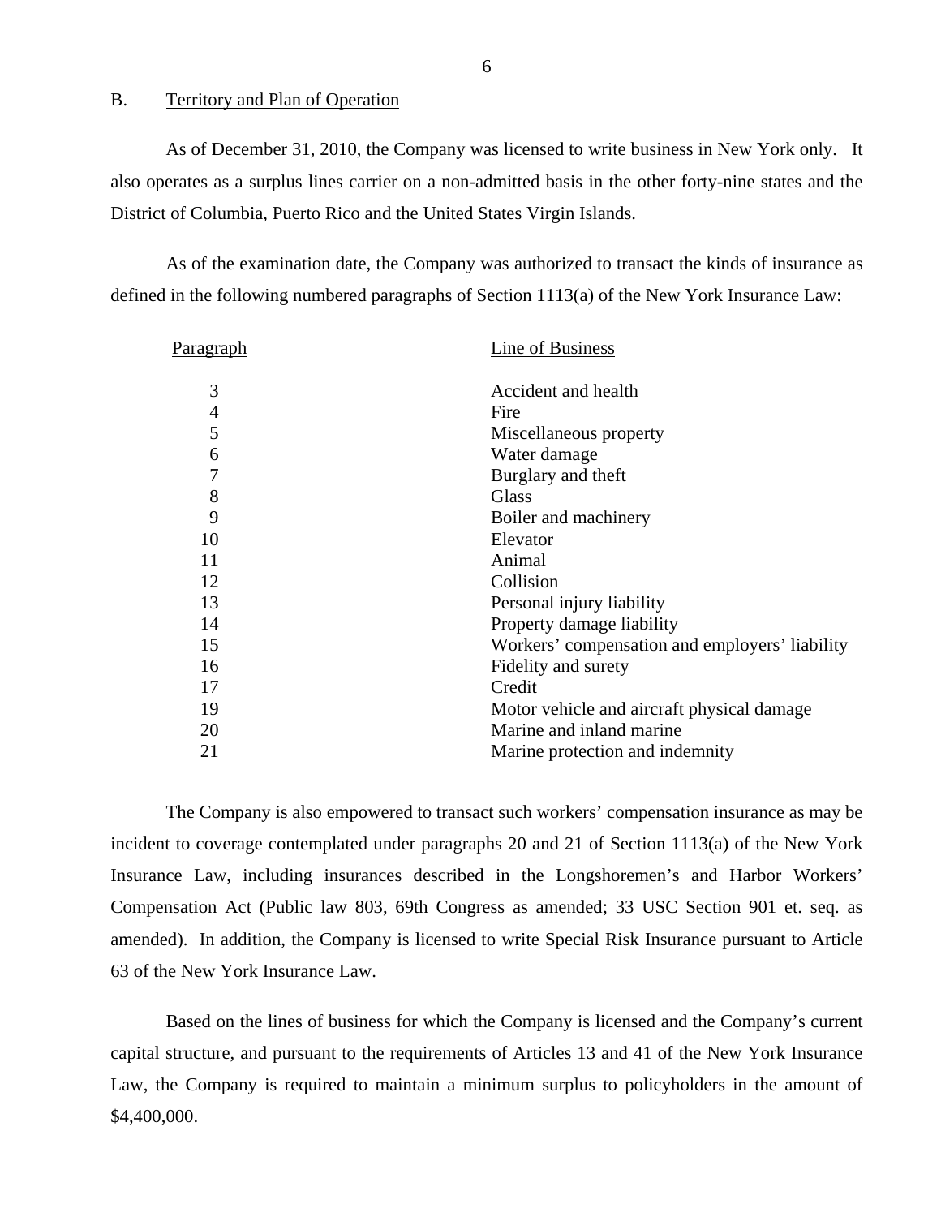## B. Territory and Plan of Operation

As of December 31, 2010, the Company was licensed to write business in New York only. It also operates as a surplus lines carrier on a non-admitted basis in the other forty-nine states and the District of Columbia, Puerto Rico and the United States Virgin Islands.

As of the examination date, the Company was authorized to transact the kinds of insurance as defined in the following numbered paragraphs of Section 1113(a) of the New York Insurance Law:

| Paragraph | Line of Business |
|---|---|
| 3 | Accident and health |
| 4 | Fire |
| 5 | Miscellaneous property |
| 6 | Water damage |
| 7 | Burglary and theft |
| 8 | Glass |
| 9 | Boiler and machinery |
| 10 | Elevator |
| 11 | Animal |
| 12 | Collision |
| 13 | Personal injury liability |
| 14 | Property damage liability |
| 15 | Workers' compensation and employers' liability |
| 16 | Fidelity and surety |
| 17 | Credit |
| 19 | Motor vehicle and aircraft physical damage |
| 20 | Marine and inland marine |
| 21 | Marine protection and indemnity |

The Company is also empowered to transact such workers' compensation insurance as may be incident to coverage contemplated under paragraphs 20 and 21 of Section 1113(a) of the New York Insurance Law, including insurances described in the Longshoremen's and Harbor Workers' Compensation Act (Public law 803, 69th Congress as amended; 33 USC Section 901 et. seq. as amended). In addition, the Company is licensed to write Special Risk Insurance pursuant to Article 63 of the New York Insurance Law.

Based on the lines of business for which the Company is licensed and the Company's current capital structure, and pursuant to the requirements of Articles 13 and 41 of the New York Insurance Law, the Company is required to maintain a minimum surplus to policyholders in the amount of $4,400,000.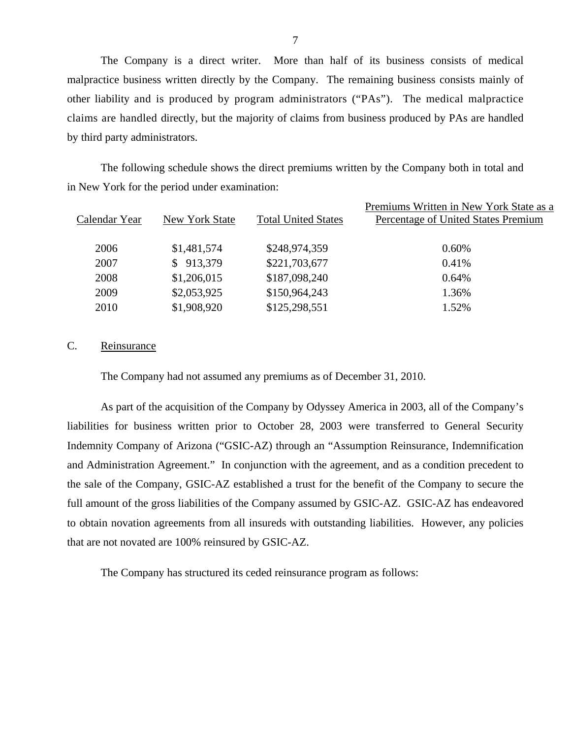The Company is a direct writer. More than half of its business consists of medical malpractice business written directly by the Company. The remaining business consists mainly of other liability and is produced by program administrators ("PAs"). The medical malpractice claims are handled directly, but the majority of claims from business produced by PAs are handled by third party administrators.

The following schedule shows the direct premiums written by the Company both in total and in New York for the period under examination:

| Calendar Year | New York State | Total United States | Premiums Written in New York State as a Percentage of United States Premium |
|---|---|---|---|
| 2006 | $1,481,574 | $248,974,359 | 0.60% |
| 2007 | $ 913,379 | $221,703,677 | 0.41% |
| 2008 | $1,206,015 | $187,098,240 | 0.64% |
| 2009 | $2,053,925 | $150,964,243 | 1.36% |
| 2010 | $1,908,920 | $125,298,551 | 1.52% |

C. Reinsurance

The Company had not assumed any premiums as of December 31, 2010.

As part of the acquisition of the Company by Odyssey America in 2003, all of the Company's liabilities for business written prior to October 28, 2003 were transferred to General Security Indemnity Company of Arizona ("GSIC-AZ) through an "Assumption Reinsurance, Indemnification and Administration Agreement." In conjunction with the agreement, and as a condition precedent to the sale of the Company, GSIC-AZ established a trust for the benefit of the Company to secure the full amount of the gross liabilities of the Company assumed by GSIC-AZ. GSIC-AZ has endeavored to obtain novation agreements from all insureds with outstanding liabilities. However, any policies that are not novated are 100% reinsured by GSIC-AZ.

The Company has structured its ceded reinsurance program as follows: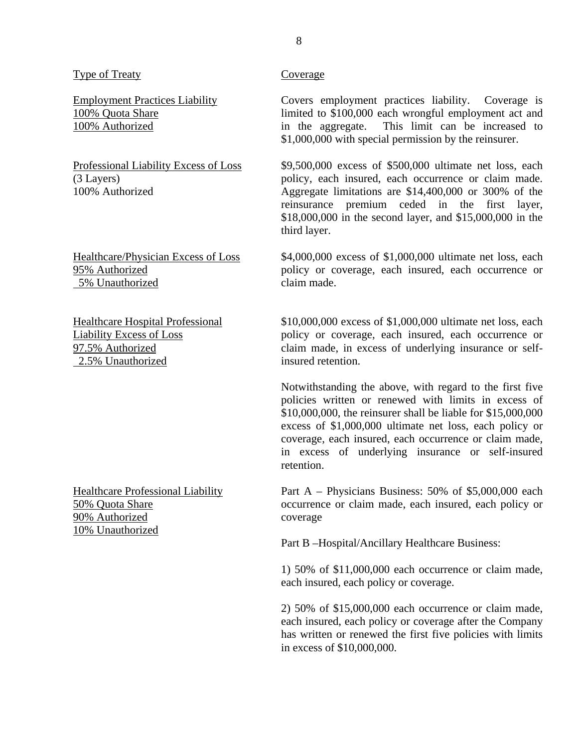| Type of Treaty | Coverage |
|---|---|
| Employment Practices Liability<br>100% Quota Share<br>100% Authorized | Covers employment practices liability. Coverage is limited to $100,000 each wrongful employment act and in the aggregate. This limit can be increased to $1,000,000 with special permission by the reinsurer. |
| Professional Liability Excess of Loss<br>(3 Layers)<br>100% Authorized | $9,500,000 excess of $500,000 ultimate net loss, each policy, each insured, each occurrence or claim made. Aggregate limitations are $14,400,000 or 300% of the reinsurance premium ceded in the first layer, $18,000,000 in the second layer, and $15,000,000 in the third layer. |
| Healthcare/Physician Excess of Loss<br>95% Authorized<br>5% Unauthorized | $4,000,000 excess of $1,000,000 ultimate net loss, each policy or coverage, each insured, each occurrence or claim made. |
| Healthcare Hospital Professional Liability Excess of Loss<br>97.5% Authorized<br>2.5% Unauthorized | $10,000,000 excess of $1,000,000 ultimate net loss, each policy or coverage, each insured, each occurrence or claim made, in excess of underlying insurance or self-insured retention.<br><br>Notwithstanding the above, with regard to the first five policies written or renewed with limits in excess of $10,000,000, the reinsurer shall be liable for $15,000,000 excess of $1,000,000 ultimate net loss, each policy or coverage, each insured, each occurrence or claim made, in excess of underlying insurance or self-insured retention. |
| Healthcare Professional Liability<br>50% Quota Share<br>90% Authorized<br>10% Unauthorized | Part A – Physicians Business: 50% of $5,000,000 each occurrence or claim made, each insured, each policy or coverage<br><br>Part B –Hospital/Ancillary Healthcare Business:<br><br>1) 50% of $11,000,000 each occurrence or claim made, each insured, each policy or coverage.<br><br>2) 50% of $15,000,000 each occurrence or claim made, each insured, each policy or coverage after the Company has written or renewed the first five policies with limits in excess of $10,000,000. |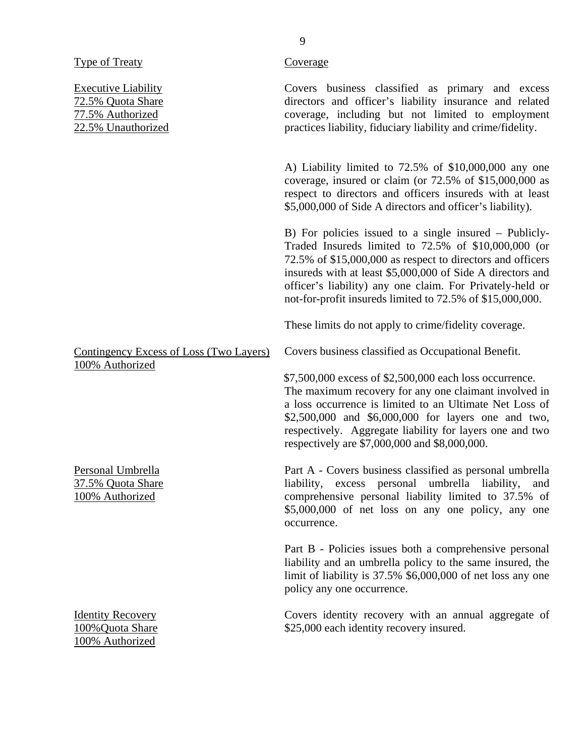| Type of Treaty | Coverage |
|---|---|
| Executive Liability<br>72.5% Quota Share<br>77.5% Authorized<br>22.5% Unauthorized | Covers business classified as primary and excess directors and officer's liability insurance and related coverage, including but not limited to employment practices liability, fiduciary liability and crime/fidelity.<br><br>A) Liability limited to 72.5% of $10,000,000 any one coverage, insured or claim (or 72.5% of $15,000,000 as respect to directors and officers insureds with at least $5,000,000 of Side A directors and officer's liability).<br><br>B) For policies issued to a single insured – Publicly-Traded Insureds limited to 72.5% of $10,000,000 (or 72.5% of $15,000,000 as respect to directors and officers insureds with at least $5,000,000 of Side A directors and officer's liability) any one claim. For Privately-held or not-for-profit insureds limited to 72.5% of $15,000,000.<br><br>These limits do not apply to crime/fidelity coverage. |
| Contingency Excess of Loss (Two Layers)<br>100% Authorized | Covers business classified as Occupational Benefit.<br><br>$7,500,000 excess of $2,500,000 each loss occurrence. The maximum recovery for any one claimant involved in a loss occurrence is limited to an Ultimate Net Loss of $2,500,000 and $6,000,000 for layers one and two, respectively. Aggregate liability for layers one and two respectively are $7,000,000 and $8,000,000. |
| Personal Umbrella<br>37.5% Quota Share<br>100% Authorized | Part A - Covers business classified as personal umbrella liability, excess personal umbrella liability, and comprehensive personal liability limited to 37.5% of $5,000,000 of net loss on any one policy, any one occurrence.<br><br>Part B - Policies issues both a comprehensive personal liability and an umbrella policy to the same insured, the limit of liability is 37.5% $6,000,000 of net loss any one policy any one occurrence. |
| Identity Recovery<br>100%Quota Share<br>100% Authorized | Covers identity recovery with an annual aggregate of $25,000 each identity recovery insured. |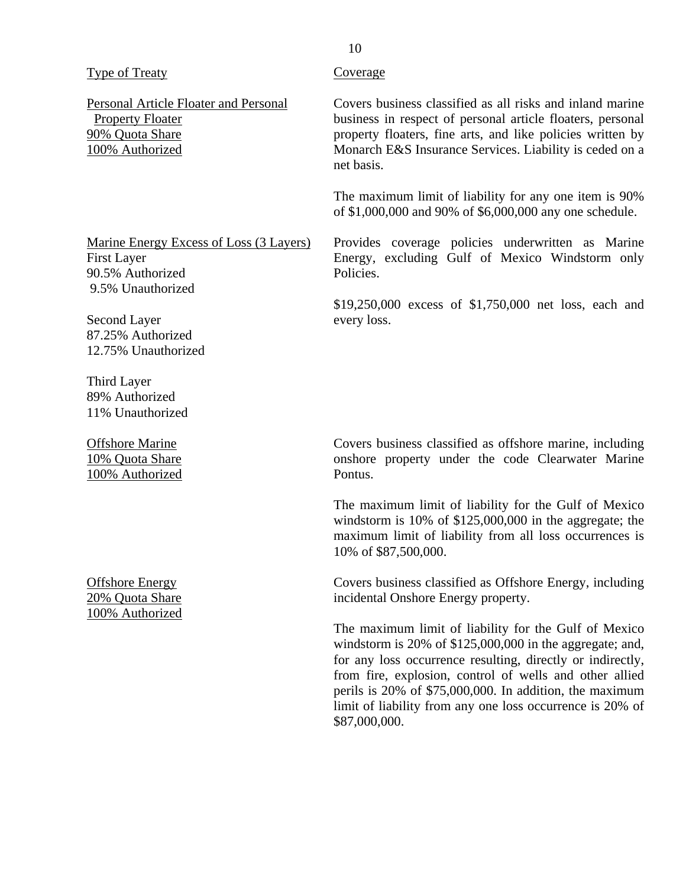| Type of Treaty | Coverage |
|---|---|
| Personal Article Floater and Personal Property Floater<br>90% Quota Share<br>100% Authorized | Covers business classified as all risks and inland marine business in respect of personal article floaters, personal property floaters, fine arts, and like policies written by Monarch E&S Insurance Services. Liability is ceded on a net basis.<br><br>The maximum limit of liability for any one item is 90% of $1,000,000 and 90% of $6,000,000 any one schedule. |
| Marine Energy Excess of Loss (3 Layers)<br>First Layer<br>90.5% Authorized<br>9.5% Unauthorized<br><br>Second Layer<br>87.25% Authorized<br>12.75% Unauthorized<br><br>Third Layer<br>89% Authorized<br>11% Unauthorized | Provides coverage policies underwritten as Marine Energy, excluding Gulf of Mexico Windstorm only Policies.<br><br>$19,250,000 excess of $1,750,000 net loss, each and every loss. |
| Offshore Marine<br>10% Quota Share<br>100% Authorized | Covers business classified as offshore marine, including onshore property under the code Clearwater Marine Pontus.<br><br>The maximum limit of liability for the Gulf of Mexico windstorm is 10% of $125,000,000 in the aggregate; the maximum limit of liability from all loss occurrences is 10% of $87,500,000. |
| Offshore Energy<br>20% Quota Share<br>100% Authorized | Covers business classified as Offshore Energy, including incidental Onshore Energy property.<br><br>The maximum limit of liability for the Gulf of Mexico windstorm is 20% of $125,000,000 in the aggregate; and, for any loss occurrence resulting, directly or indirectly, from fire, explosion, control of wells and other allied perils is 20% of $75,000,000. In addition, the maximum limit of liability from any one loss occurrence is 20% of $87,000,000. |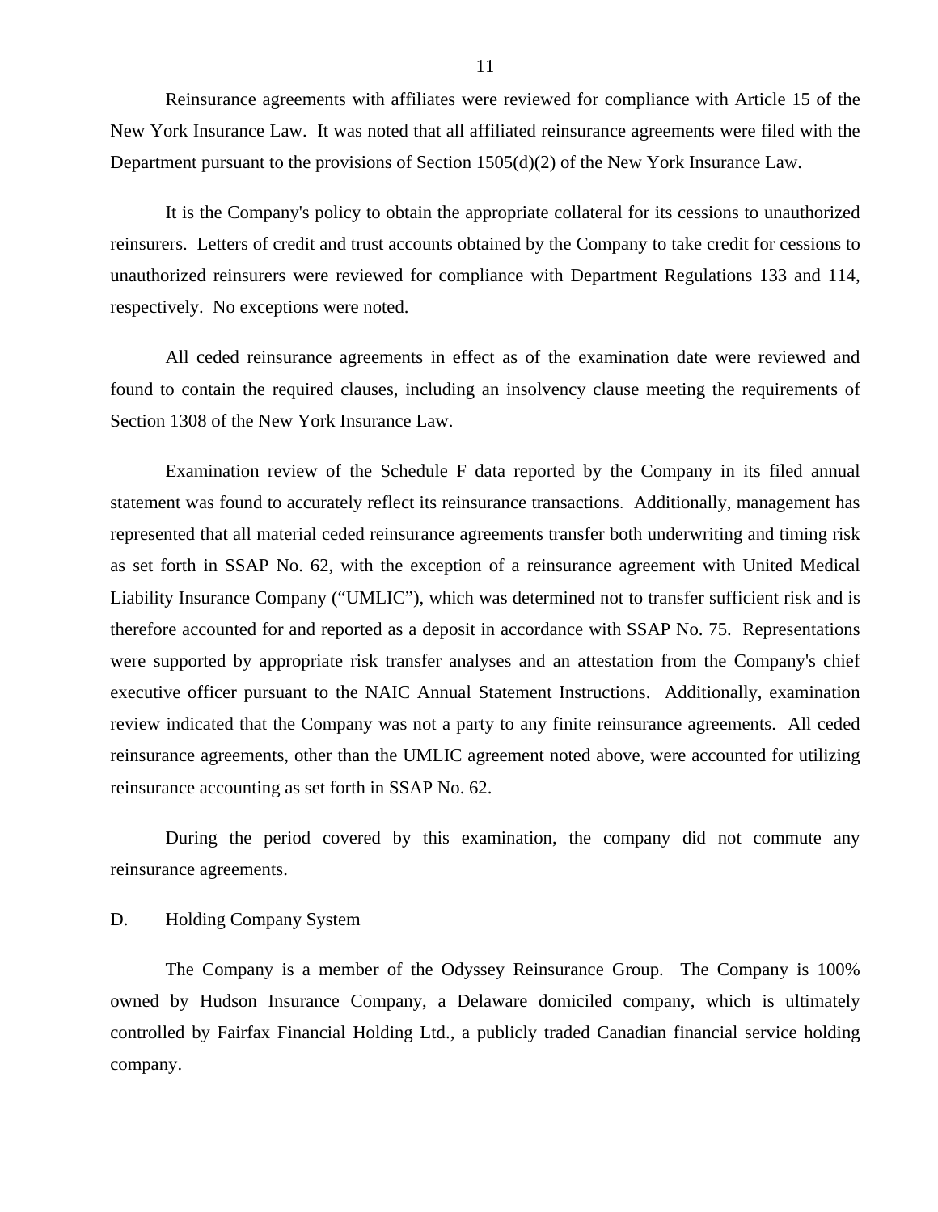Reinsurance agreements with affiliates were reviewed for compliance with Article 15 of the New York Insurance Law. It was noted that all affiliated reinsurance agreements were filed with the Department pursuant to the provisions of Section 1505(d)(2) of the New York Insurance Law.

It is the Company's policy to obtain the appropriate collateral for its cessions to unauthorized reinsurers. Letters of credit and trust accounts obtained by the Company to take credit for cessions to unauthorized reinsurers were reviewed for compliance with Department Regulations 133 and 114, respectively. No exceptions were noted.

All ceded reinsurance agreements in effect as of the examination date were reviewed and found to contain the required clauses, including an insolvency clause meeting the requirements of Section 1308 of the New York Insurance Law.

Examination review of the Schedule F data reported by the Company in its filed annual statement was found to accurately reflect its reinsurance transactions. Additionally, management has represented that all material ceded reinsurance agreements transfer both underwriting and timing risk as set forth in SSAP No. 62, with the exception of a reinsurance agreement with United Medical Liability Insurance Company ("UMLIC"), which was determined not to transfer sufficient risk and is therefore accounted for and reported as a deposit in accordance with SSAP No. 75. Representations were supported by appropriate risk transfer analyses and an attestation from the Company's chief executive officer pursuant to the NAIC Annual Statement Instructions. Additionally, examination review indicated that the Company was not a party to any finite reinsurance agreements. All ceded reinsurance agreements, other than the UMLIC agreement noted above, were accounted for utilizing reinsurance accounting as set forth in SSAP No. 62.

During the period covered by this examination, the company did not commute any reinsurance agreements.

## D. Holding Company System

The Company is a member of the Odyssey Reinsurance Group. The Company is 100% owned by Hudson Insurance Company, a Delaware domiciled company, which is ultimately controlled by Fairfax Financial Holding Ltd., a publicly traded Canadian financial service holding company.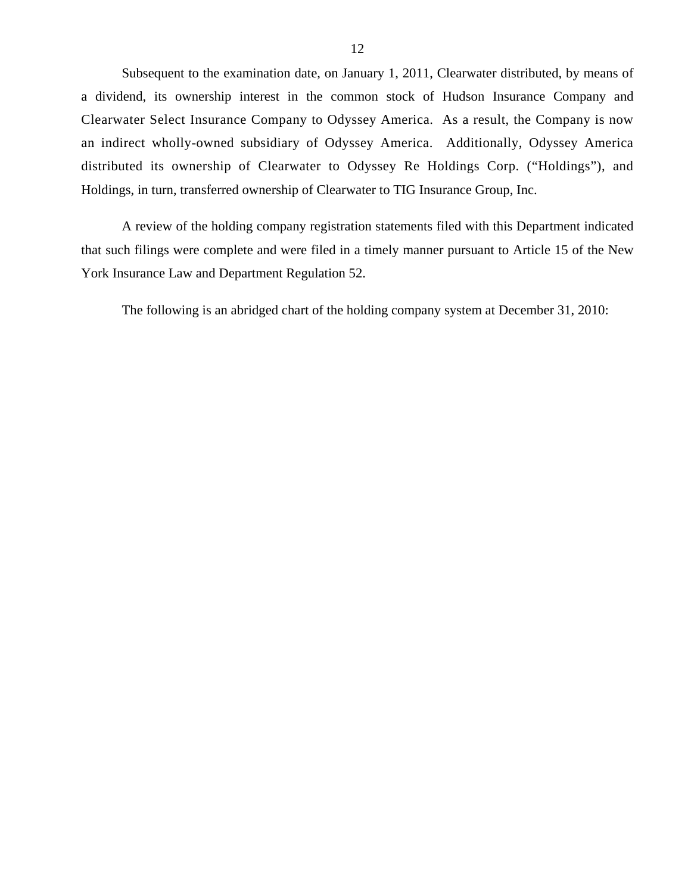Subsequent to the examination date, on January 1, 2011, Clearwater distributed, by means of a dividend, its ownership interest in the common stock of Hudson Insurance Company and Clearwater Select Insurance Company to Odyssey America. As a result, the Company is now an indirect wholly-owned subsidiary of Odyssey America. Additionally, Odyssey America distributed its ownership of Clearwater to Odyssey Re Holdings Corp. ("Holdings"), and Holdings, in turn, transferred ownership of Clearwater to TIG Insurance Group, Inc.

A review of the holding company registration statements filed with this Department indicated that such filings were complete and were filed in a timely manner pursuant to Article 15 of the New York Insurance Law and Department Regulation 52.

The following is an abridged chart of the holding company system at December 31, 2010: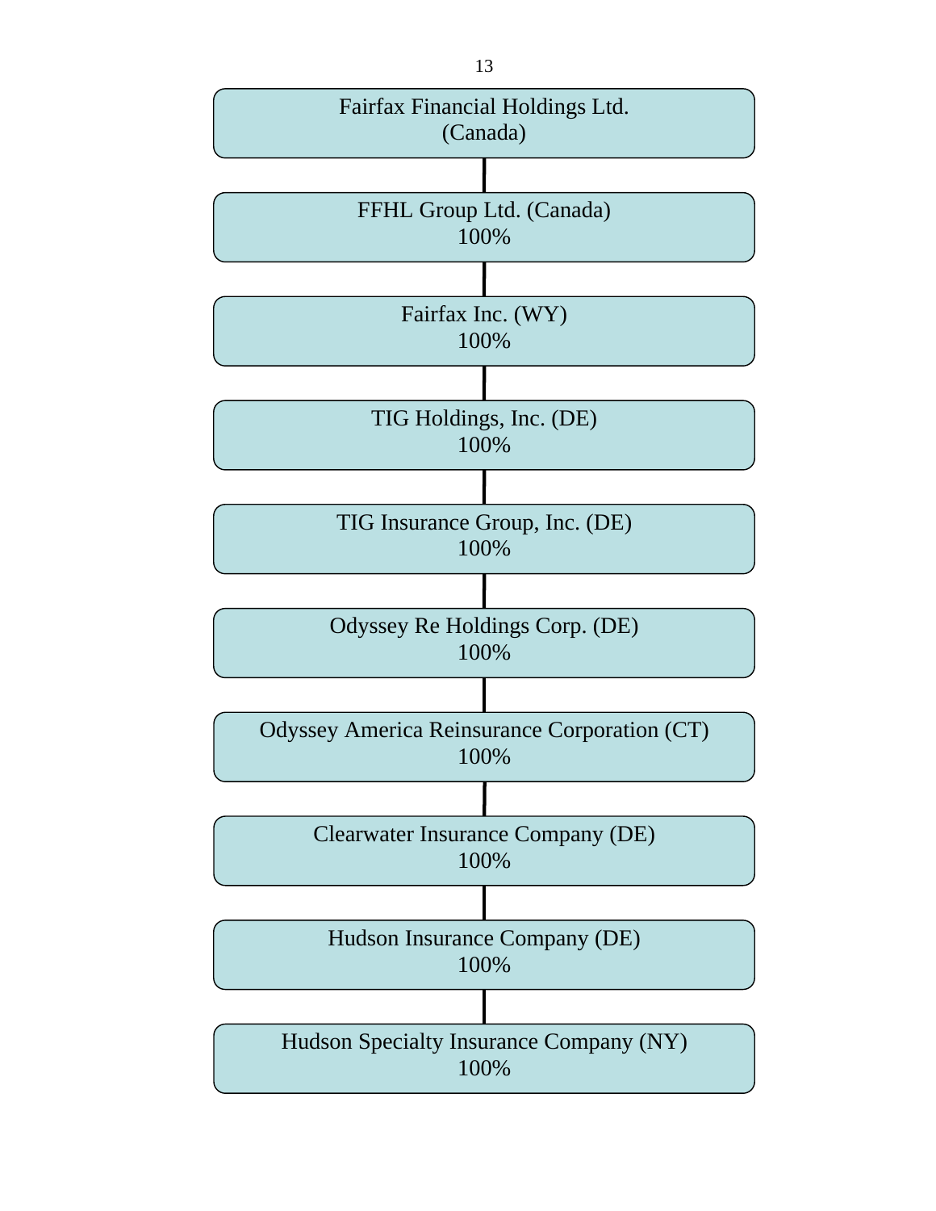Fairfax Financial Holdings Ltd.
(Canada)

↓

FFHL Group Ltd. (Canada)
100%

↓

Fairfax Inc. (WY)
100%

↓

TIG Holdings, Inc. (DE)
100%

↓

TIG Insurance Group, Inc. (DE)
100%

↓

Odyssey Re Holdings Corp. (DE)
100%

↓

Odyssey America Reinsurance Corporation (CT)
100%

↓

Clearwater Insurance Company (DE)
100%

↓

Hudson Insurance Company (DE)
100%

↓

Hudson Specialty Insurance Company (NY)
100%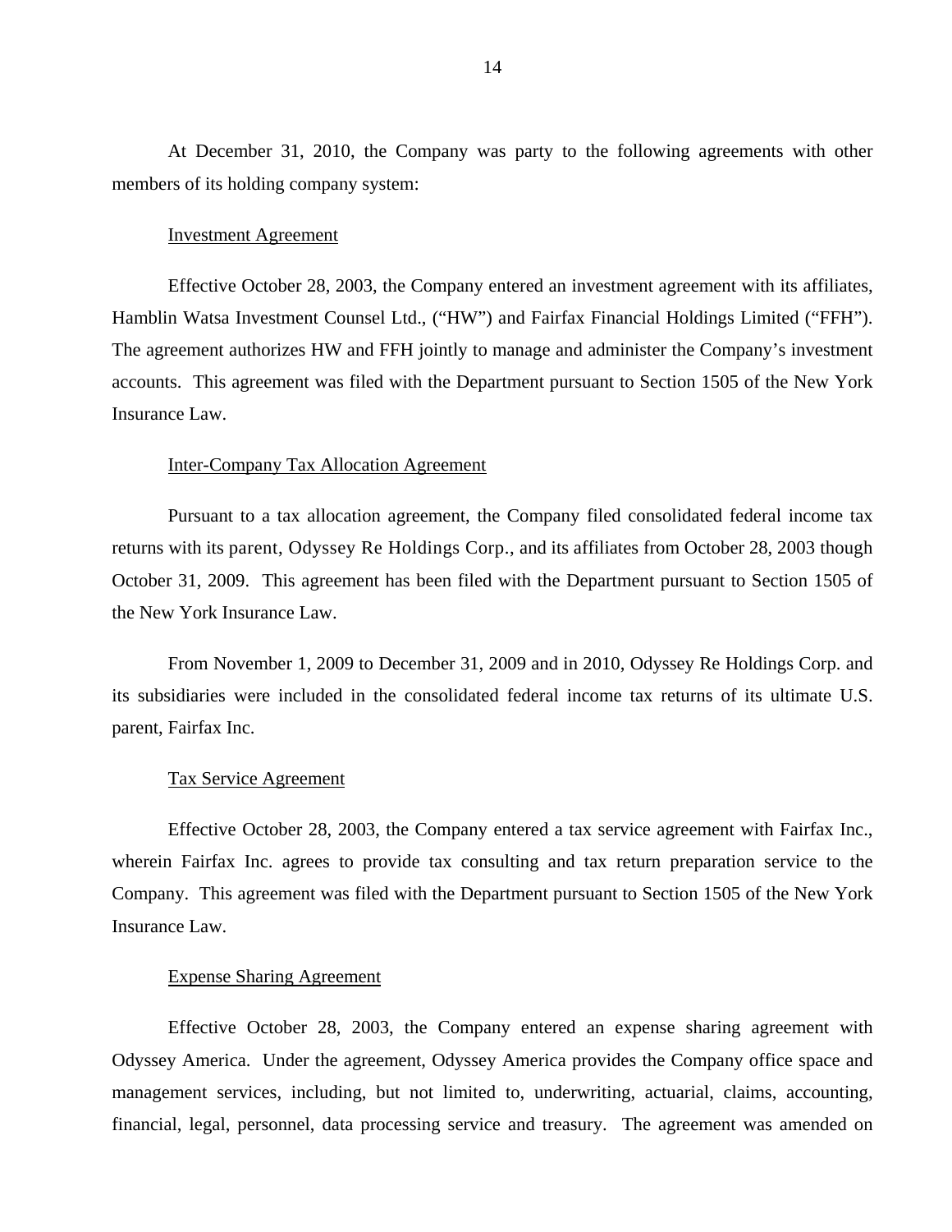At December 31, 2010, the Company was party to the following agreements with other members of its holding company system:

Investment Agreement

Effective October 28, 2003, the Company entered an investment agreement with its affiliates, Hamblin Watsa Investment Counsel Ltd., ("HW") and Fairfax Financial Holdings Limited ("FFH"). The agreement authorizes HW and FFH jointly to manage and administer the Company's investment accounts. This agreement was filed with the Department pursuant to Section 1505 of the New York Insurance Law.

Inter-Company Tax Allocation Agreement

Pursuant to a tax allocation agreement, the Company filed consolidated federal income tax returns with its parent, Odyssey Re Holdings Corp., and its affiliates from October 28, 2003 though October 31, 2009. This agreement has been filed with the Department pursuant to Section 1505 of the New York Insurance Law.

From November 1, 2009 to December 31, 2009 and in 2010, Odyssey Re Holdings Corp. and its subsidiaries were included in the consolidated federal income tax returns of its ultimate U.S. parent, Fairfax Inc.

Tax Service Agreement

Effective October 28, 2003, the Company entered a tax service agreement with Fairfax Inc., wherein Fairfax Inc. agrees to provide tax consulting and tax return preparation service to the Company. This agreement was filed with the Department pursuant to Section 1505 of the New York Insurance Law.

Expense Sharing Agreement

Effective October 28, 2003, the Company entered an expense sharing agreement with Odyssey America. Under the agreement, Odyssey America provides the Company office space and management services, including, but not limited to, underwriting, actuarial, claims, accounting, financial, legal, personnel, data processing service and treasury. The agreement was amended on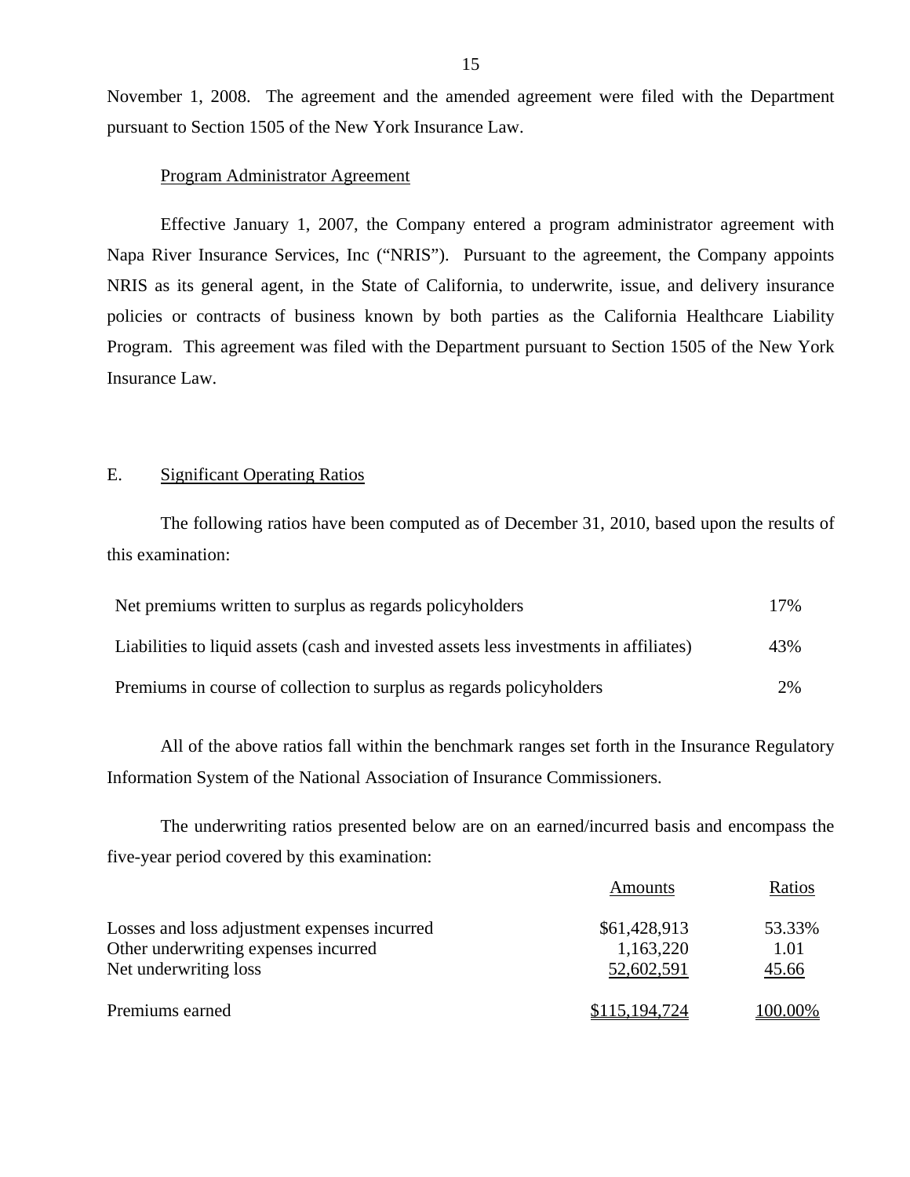November 1, 2008. The agreement and the amended agreement were filed with the Department pursuant to Section 1505 of the New York Insurance Law.

Program Administrator Agreement

Effective January 1, 2007, the Company entered a program administrator agreement with Napa River Insurance Services, Inc ("NRIS"). Pursuant to the agreement, the Company appoints NRIS as its general agent, in the State of California, to underwrite, issue, and delivery insurance policies or contracts of business known by both parties as the California Healthcare Liability Program. This agreement was filed with the Department pursuant to Section 1505 of the New York Insurance Law.

## E. Significant Operating Ratios

The following ratios have been computed as of December 31, 2010, based upon the results of this examination:

| | |
|---|---|
| Net premiums written to surplus as regards policyholders | 17% |
| Liabilities to liquid assets (cash and invested assets less investments in affiliates) | 43% |
| Premiums in course of collection to surplus as regards policyholders | 2% |

All of the above ratios fall within the benchmark ranges set forth in the Insurance Regulatory Information System of the National Association of Insurance Commissioners.

The underwriting ratios presented below are on an earned/incurred basis and encompass the five-year period covered by this examination:

| | Amounts | Ratios |
|---|---|---|
| Losses and loss adjustment expenses incurred | $61,428,913 | 53.33% |
| Other underwriting expenses incurred | 1,163,220 | 1.01 |
| Net underwriting loss | 52,602,591 | 45.66 |
| Premiums earned | $115,194,724 | 100.00% |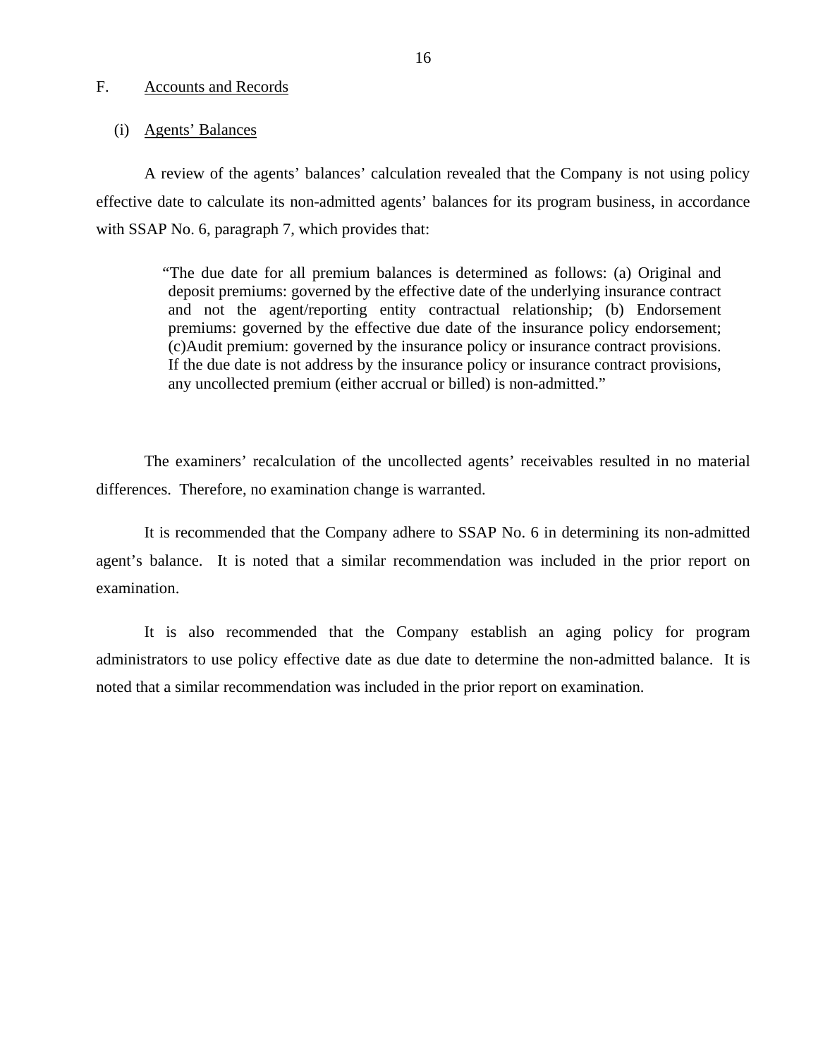## F. Accounts and Records

### (i) Agents' Balances

A review of the agents' balances' calculation revealed that the Company is not using policy effective date to calculate its non-admitted agents' balances for its program business, in accordance with SSAP No. 6, paragraph 7, which provides that:

> "The due date for all premium balances is determined as follows: (a) Original and deposit premiums: governed by the effective date of the underlying insurance contract and not the agent/reporting entity contractual relationship; (b) Endorsement premiums: governed by the effective due date of the insurance policy endorsement; (c)Audit premium: governed by the insurance policy or insurance contract provisions. If the due date is not address by the insurance policy or insurance contract provisions, any uncollected premium (either accrual or billed) is non-admitted."

The examiners' recalculation of the uncollected agents' receivables resulted in no material differences. Therefore, no examination change is warranted.

It is recommended that the Company adhere to SSAP No. 6 in determining its non-admitted agent's balance. It is noted that a similar recommendation was included in the prior report on examination.

It is also recommended that the Company establish an aging policy for program administrators to use policy effective date as due date to determine the non-admitted balance. It is noted that a similar recommendation was included in the prior report on examination.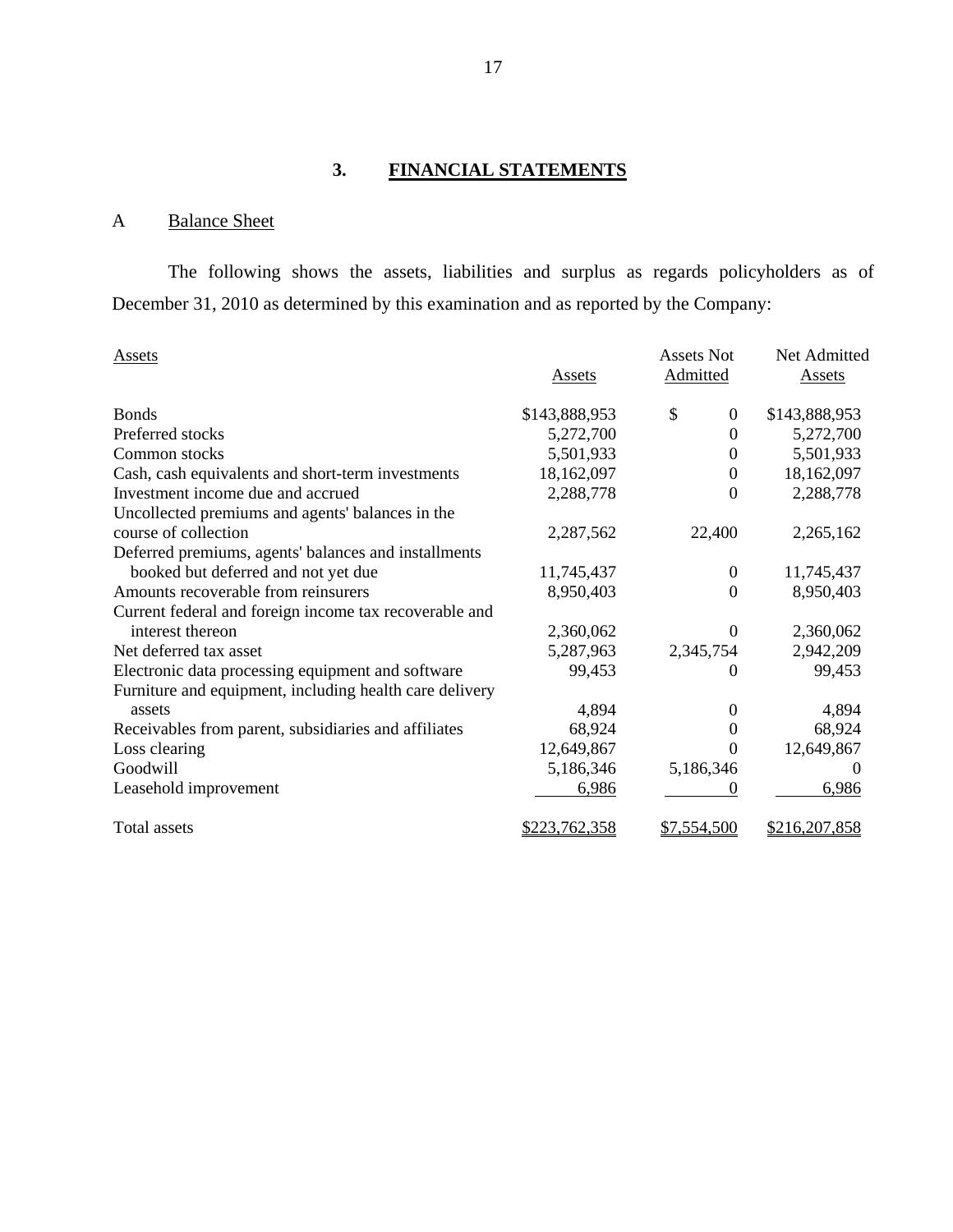## 3. FINANCIAL STATEMENTS

### A Balance Sheet

The following shows the assets, liabilities and surplus as regards policyholders as of December 31, 2010 as determined by this examination and as reported by the Company:

| Assets | Assets | Assets Not Admitted | Net Admitted Assets |
|---|---|---|---|
| Bonds | $143,888,953 | $ 0 | $143,888,953 |
| Preferred stocks | 5,272,700 | 0 | 5,272,700 |
| Common stocks | 5,501,933 | 0 | 5,501,933 |
| Cash, cash equivalents and short-term investments | 18,162,097 | 0 | 18,162,097 |
| Investment income due and accrued | 2,288,778 | 0 | 2,288,778 |
| Uncollected premiums and agents' balances in the course of collection | 2,287,562 | 22,400 | 2,265,162 |
| Deferred premiums, agents' balances and installments booked but deferred and not yet due | 11,745,437 | 0 | 11,745,437 |
| Amounts recoverable from reinsurers | 8,950,403 | 0 | 8,950,403 |
| Current federal and foreign income tax recoverable and interest thereon | 2,360,062 | 0 | 2,360,062 |
| Net deferred tax asset | 5,287,963 | 2,345,754 | 2,942,209 |
| Electronic data processing equipment and software | 99,453 | 0 | 99,453 |
| Furniture and equipment, including health care delivery assets | 4,894 | 0 | 4,894 |
| Receivables from parent, subsidiaries and affiliates | 68,924 | 0 | 68,924 |
| Loss clearing | 12,649,867 | 0 | 12,649,867 |
| Goodwill | 5,186,346 | 5,186,346 | 0 |
| Leasehold improvement | 6,986 | 0 | 6,986 |
| Total assets | $223,762,358 | $7,554,500 | $216,207,858 |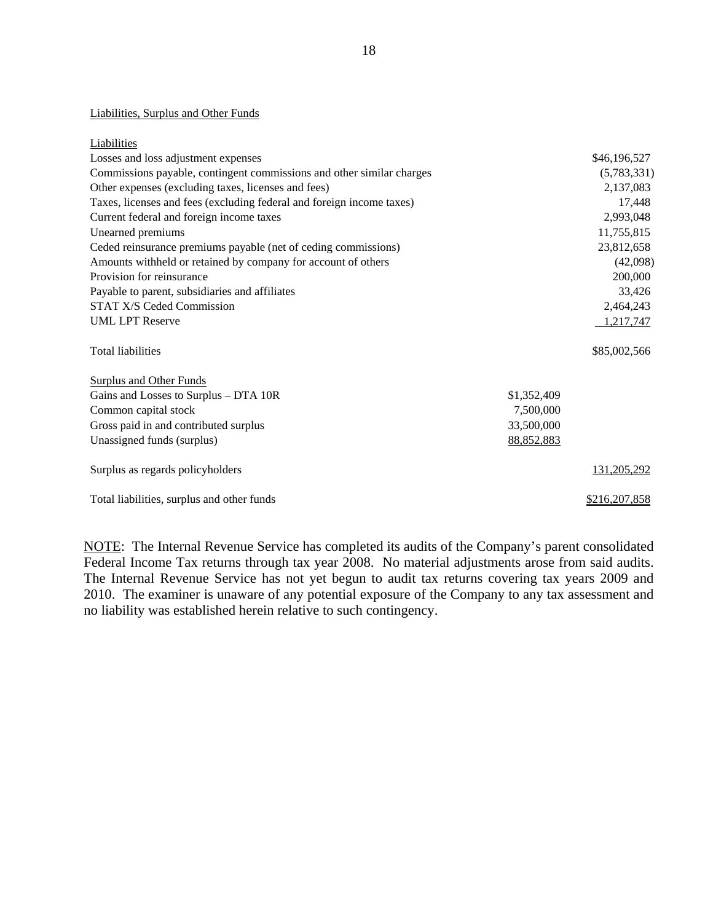Liabilities, Surplus and Other Funds

| | | |
|---|---|---|
| Liabilities | | |
| Losses and loss adjustment expenses | | $46,196,527 |
| Commissions payable, contingent commissions and other similar charges | | (5,783,331) |
| Other expenses (excluding taxes, licenses and fees) | | 2,137,083 |
| Taxes, licenses and fees (excluding federal and foreign income taxes) | | 17,448 |
| Current federal and foreign income taxes | | 2,993,048 |
| Unearned premiums | | 11,755,815 |
| Ceded reinsurance premiums payable (net of ceding commissions) | | 23,812,658 |
| Amounts withheld or retained by company for account of others | | (42,098) |
| Provision for reinsurance | | 200,000 |
| Payable to parent, subsidiaries and affiliates | | 33,426 |
| STAT X/S Ceded Commission | | 2,464,243 |
| UML LPT Reserve | | 1,217,747 |
| Total liabilities | | $85,002,566 |
| Surplus and Other Funds | | |
| Gains and Losses to Surplus – DTA 10R | $1,352,409 | |
| Common capital stock | 7,500,000 | |
| Gross paid in and contributed surplus | 33,500,000 | |
| Unassigned funds (surplus) | 88,852,883 | |
| Surplus as regards policyholders | | 131,205,292 |
| Total liabilities, surplus and other funds | | $216,207,858 |

NOTE: The Internal Revenue Service has completed its audits of the Company's parent consolidated Federal Income Tax returns through tax year 2008. No material adjustments arose from said audits. The Internal Revenue Service has not yet begun to audit tax returns covering tax years 2009 and 2010. The examiner is unaware of any potential exposure of the Company to any tax assessment and no liability was established herein relative to such contingency.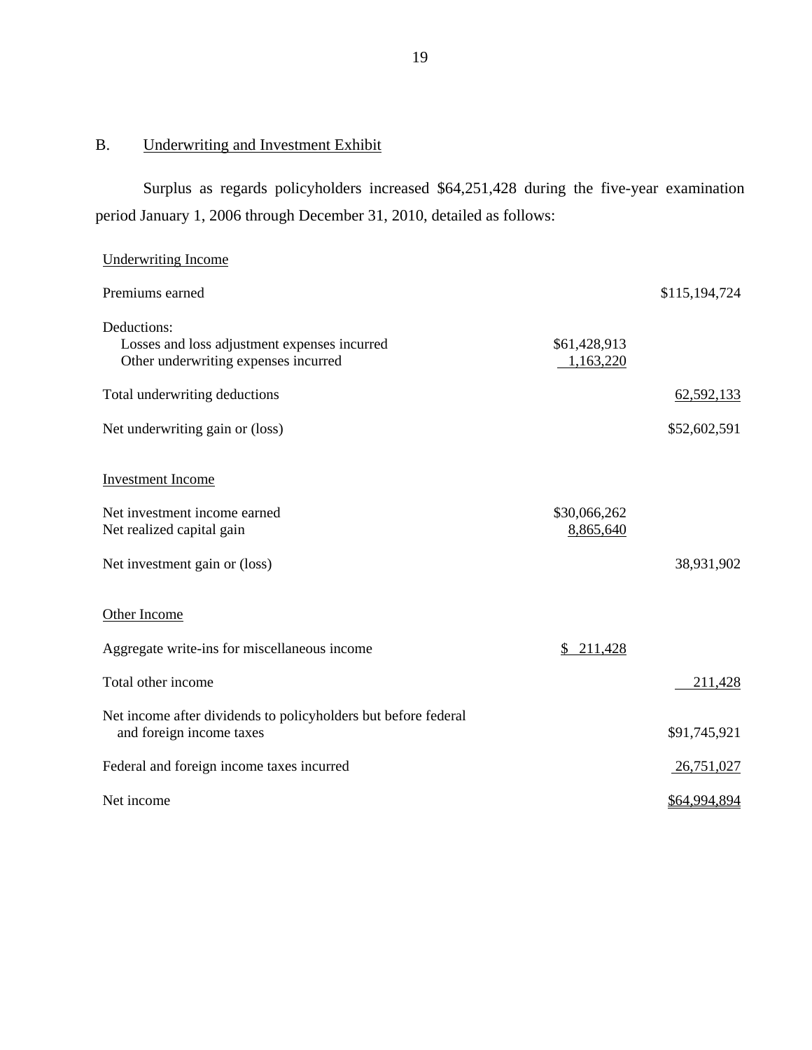## B. Underwriting and Investment Exhibit

Surplus as regards policyholders increased $64,251,428 during the five-year examination period January 1, 2006 through December 31, 2010, detailed as follows:

| | | |
|---|---|---|
| Underwriting Income | | |
| Premiums earned | | $115,194,724 |
| Deductions: | | |
| Losses and loss adjustment expenses incurred | $61,428,913 | |
| Other underwriting expenses incurred | 1,163,220 | |
| Total underwriting deductions | | 62,592,133 |
| Net underwriting gain or (loss) | | $52,602,591 |
| Investment Income | | |
| Net investment income earned | $30,066,262 | |
| Net realized capital gain | 8,865,640 | |
| Net investment gain or (loss) | | 38,931,902 |
| Other Income | | |
| Aggregate write-ins for miscellaneous income | $ 211,428 | |
| Total other income | | 211,428 |
| Net income after dividends to policyholders but before federal and foreign income taxes | | $91,745,921 |
| Federal and foreign income taxes incurred | | 26,751,027 |
| Net income | | $64,994,894 |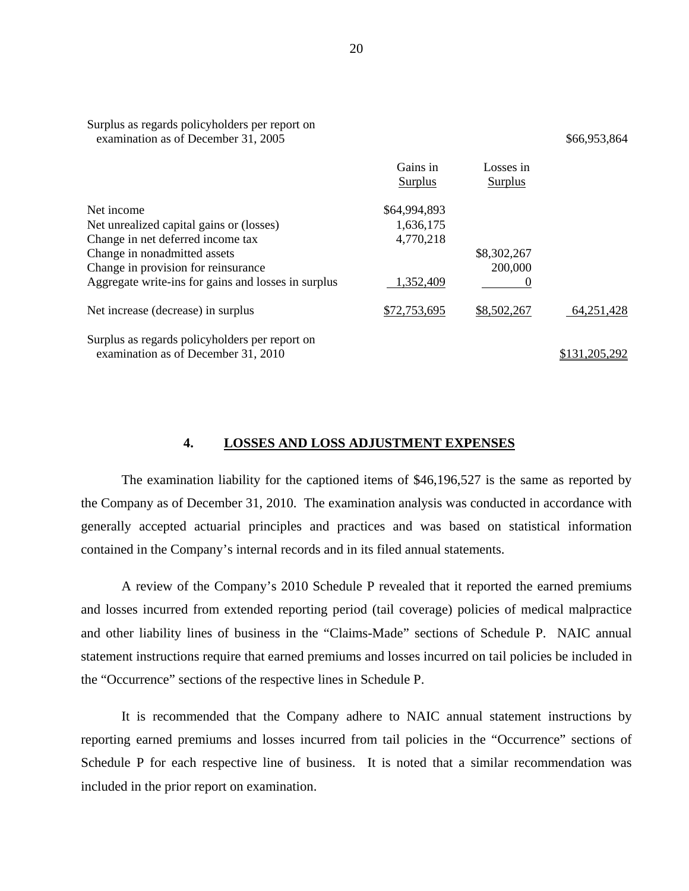| | Gains in Surplus | Losses in Surplus | |
|---|---|---|---|
| Surplus as regards policyholders per report on examination as of December 31, 2005 | | | $66,953,864 |
| Net income | $64,994,893 | | |
| Net unrealized capital gains or (losses) | 1,636,175 | | |
| Change in net deferred income tax | 4,770,218 | | |
| Change in nonadmitted assets | | $8,302,267 | |
| Change in provision for reinsurance | | 200,000 | |
| Aggregate write-ins for gains and losses in surplus | 1,352,409 | 0 | |
| Net increase (decrease) in surplus | $72,753,695 | $8,502,267 | 64,251,428 |
| Surplus as regards policyholders per report on examination as of December 31, 2010 | | | $131,205,292 |

## 4. LOSSES AND LOSS ADJUSTMENT EXPENSES

The examination liability for the captioned items of $46,196,527 is the same as reported by the Company as of December 31, 2010. The examination analysis was conducted in accordance with generally accepted actuarial principles and practices and was based on statistical information contained in the Company's internal records and in its filed annual statements.

A review of the Company's 2010 Schedule P revealed that it reported the earned premiums and losses incurred from extended reporting period (tail coverage) policies of medical malpractice and other liability lines of business in the "Claims-Made" sections of Schedule P. NAIC annual statement instructions require that earned premiums and losses incurred on tail policies be included in the "Occurrence" sections of the respective lines in Schedule P.

It is recommended that the Company adhere to NAIC annual statement instructions by reporting earned premiums and losses incurred from tail policies in the "Occurrence" sections of Schedule P for each respective line of business. It is noted that a similar recommendation was included in the prior report on examination.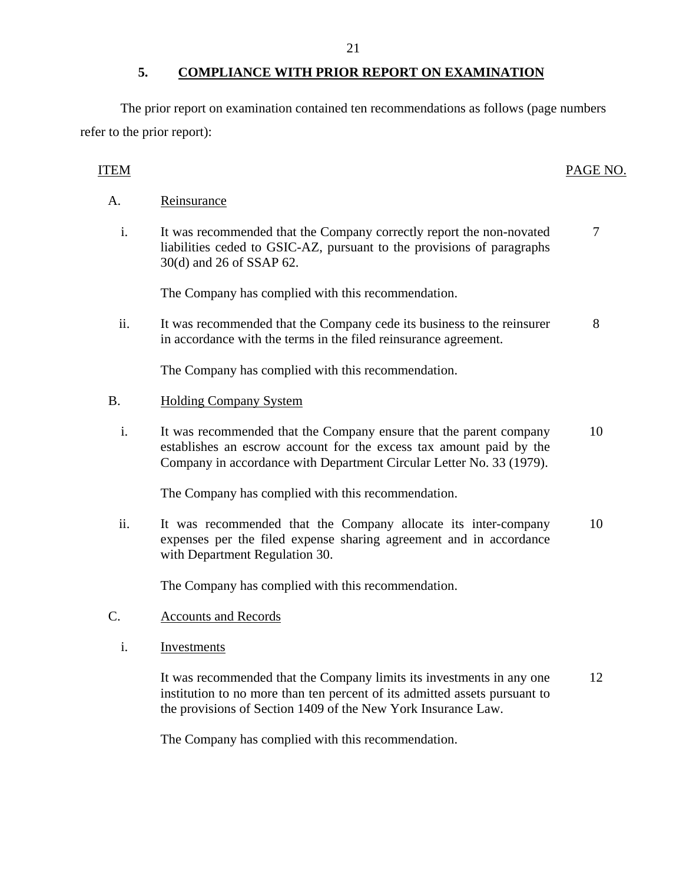## 5. COMPLIANCE WITH PRIOR REPORT ON EXAMINATION

The prior report on examination contained ten recommendations as follows (page numbers refer to the prior report):

| ITEM | | PAGE NO. |
|---|---|---|
| A. | Reinsurance | |
| i. | It was recommended that the Company correctly report the non-novated liabilities ceded to GSIC-AZ, pursuant to the provisions of paragraphs 30(d) and 26 of SSAP 62. | 7 |
| | The Company has complied with this recommendation. | |
| ii. | It was recommended that the Company cede its business to the reinsurer in accordance with the terms in the filed reinsurance agreement. | 8 |
| | The Company has complied with this recommendation. | |
| B. | Holding Company System | |
| i. | It was recommended that the Company ensure that the parent company establishes an escrow account for the excess tax amount paid by the Company in accordance with Department Circular Letter No. 33 (1979). | 10 |
| | The Company has complied with this recommendation. | |
| ii. | It was recommended that the Company allocate its inter-company expenses per the filed expense sharing agreement and in accordance with Department Regulation 30. | 10 |
| | The Company has complied with this recommendation. | |
| C. | Accounts and Records | |
| i. | Investments | |
| | It was recommended that the Company limits its investments in any one institution to no more than ten percent of its admitted assets pursuant to the provisions of Section 1409 of the New York Insurance Law. | 12 |
| | The Company has complied with this recommendation. | |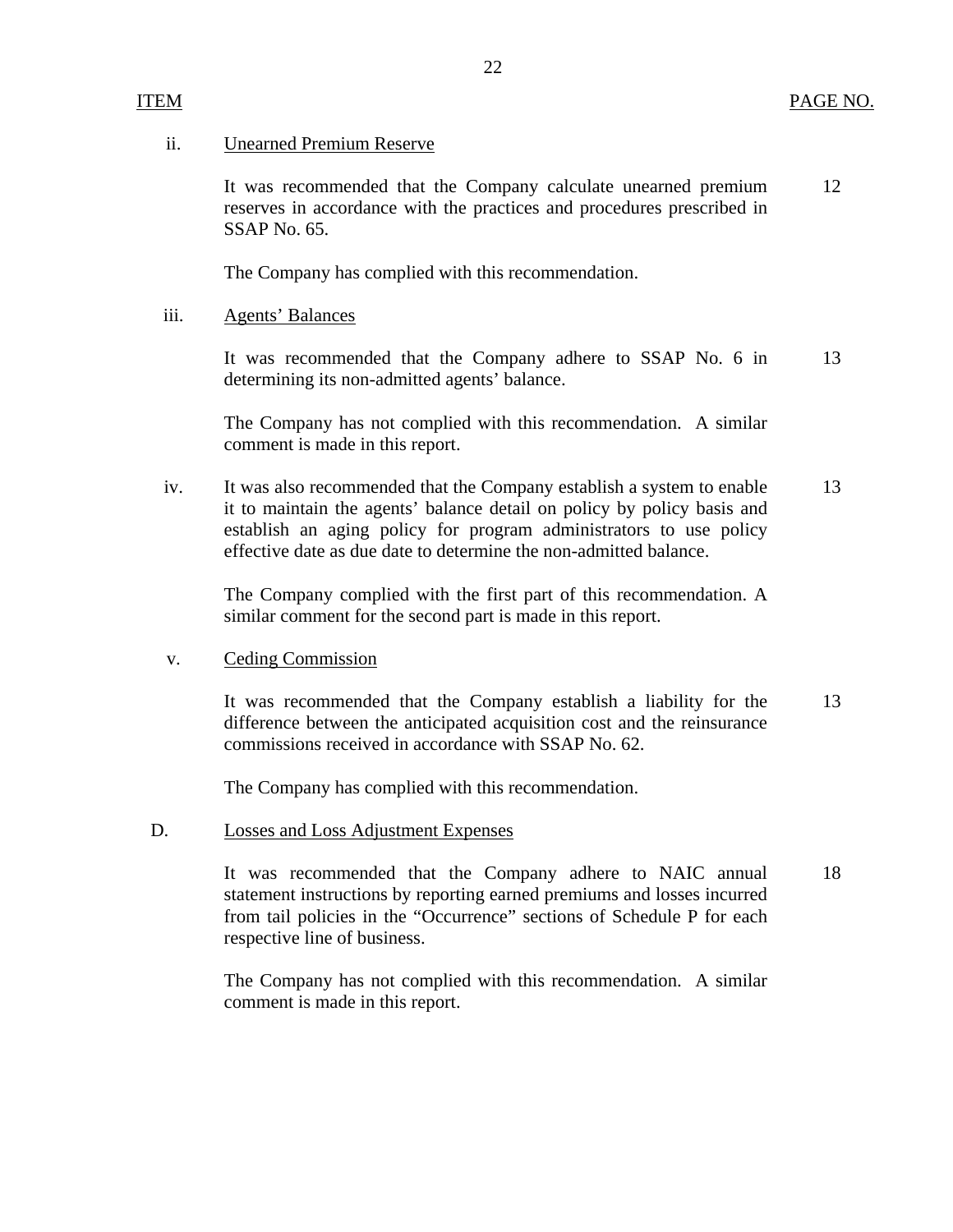| ITEM | | PAGE NO. |
|---|---|---|
| ii. | Unearned Premium Reserve | |
| | It was recommended that the Company calculate unearned premium reserves in accordance with the practices and procedures prescribed in SSAP No. 65. | 12 |
| | The Company has complied with this recommendation. | |
| iii. | Agents' Balances | |
| | It was recommended that the Company adhere to SSAP No. 6 in determining its non-admitted agents' balance. | 13 |
| | The Company has not complied with this recommendation. A similar comment is made in this report. | |
| iv. | It was also recommended that the Company establish a system to enable it to maintain the agents' balance detail on policy by policy basis and establish an aging policy for program administrators to use policy effective date as due date to determine the non-admitted balance. | 13 |
| | The Company complied with the first part of this recommendation. A similar comment for the second part is made in this report. | |
| v. | Ceding Commission | |
| | It was recommended that the Company establish a liability for the difference between the anticipated acquisition cost and the reinsurance commissions received in accordance with SSAP No. 62. | 13 |
| | The Company has complied with this recommendation. | |
| D. | Losses and Loss Adjustment Expenses | |
| | It was recommended that the Company adhere to NAIC annual statement instructions by reporting earned premiums and losses incurred from tail policies in the "Occurrence" sections of Schedule P for each respective line of business. | 18 |
| | The Company has not complied with this recommendation. A similar comment is made in this report. | |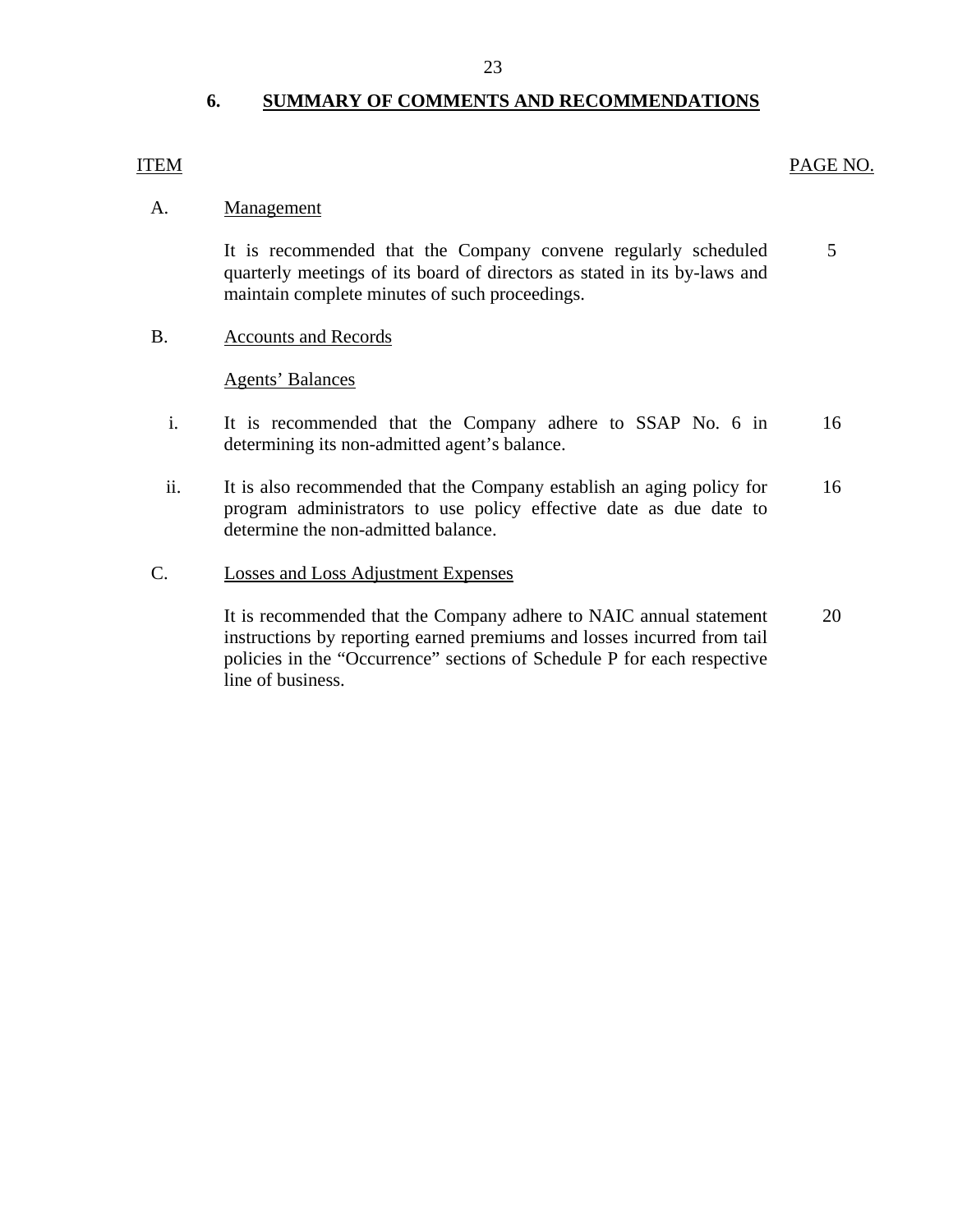## 6. SUMMARY OF COMMENTS AND RECOMMENDATIONS

| ITEM | | PAGE NO. |
|---|---|---|
| A. | Management | |
| | It is recommended that the Company convene regularly scheduled quarterly meetings of its board of directors as stated in its by-laws and maintain complete minutes of such proceedings. | 5 |
| B. | Accounts and Records | |
| | Agents' Balances | |
| i. | It is recommended that the Company adhere to SSAP No. 6 in determining its non-admitted agent's balance. | 16 |
| ii. | It is also recommended that the Company establish an aging policy for program administrators to use policy effective date as due date to determine the non-admitted balance. | 16 |
| C. | Losses and Loss Adjustment Expenses | |
| | It is recommended that the Company adhere to NAIC annual statement instructions by reporting earned premiums and losses incurred from tail policies in the "Occurrence" sections of Schedule P for each respective line of business. | 20 |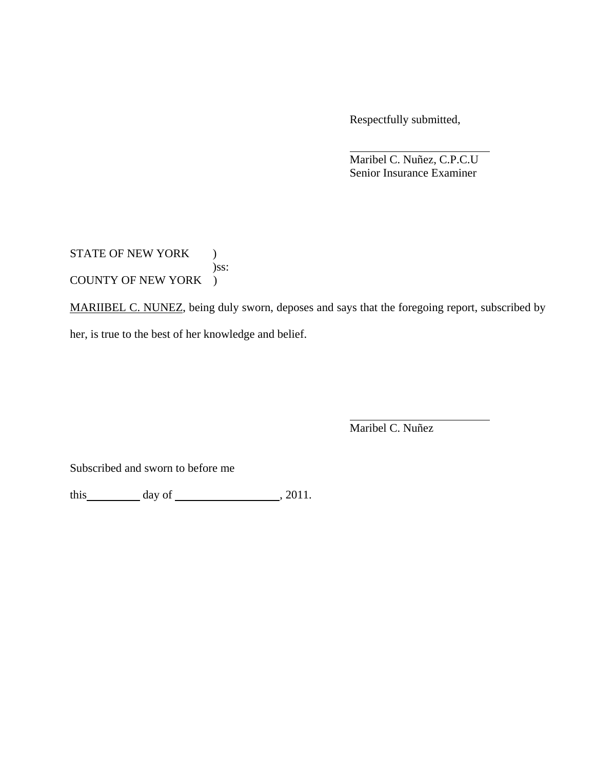Respectfully submitted,

_________________________
Maribel C. Nuñez, C.P.C.U
Senior Insurance Examiner

STATE OF NEW YORK )
)ss:
COUNTY OF NEW YORK )

MARIIBEL C. NUNEZ, being duly sworn, deposes and says that the foregoing report, subscribed by her, is true to the best of her knowledge and belief.

_________________________
Maribel C. Nuñez

Subscribed and sworn to before me

this__________ day of ____________________, 2011.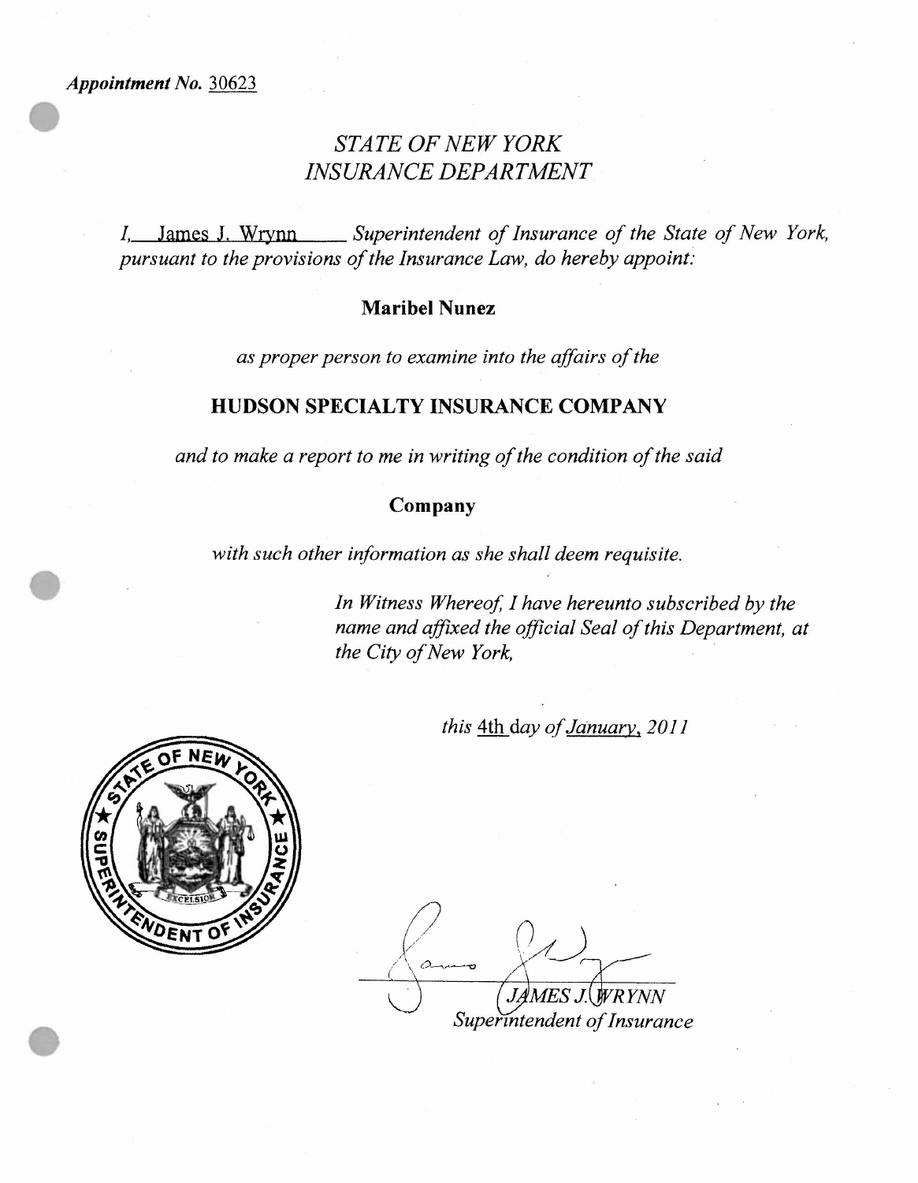***Appointment No.*** 30623

## *STATE OF NEW YORK*
## *INSURANCE DEPARTMENT*

*I,* James J. Wrynn *Superintendent of Insurance of the State of New York, pursuant to the provisions of the Insurance Law, do hereby appoint:*

**Maribel Nunez**

*as proper person to examine into the affairs of the*

**HUDSON SPECIALTY INSURANCE COMPANY**

*and to make a report to me in writing of the condition of the said*

**Company**

*with such other information as she shall deem requisite.*

*In Witness Whereof, I have hereunto subscribed by the name and affixed the official Seal of this Department, at the City of New York,*

*this* 4th *day of January, 2011*

STATE OF NEW YORK ★ SUPERINTENDENT OF INSURANCE ★ EXCELSIOR

*JAMES J. WRYNN*
*Superintendent of Insurance*